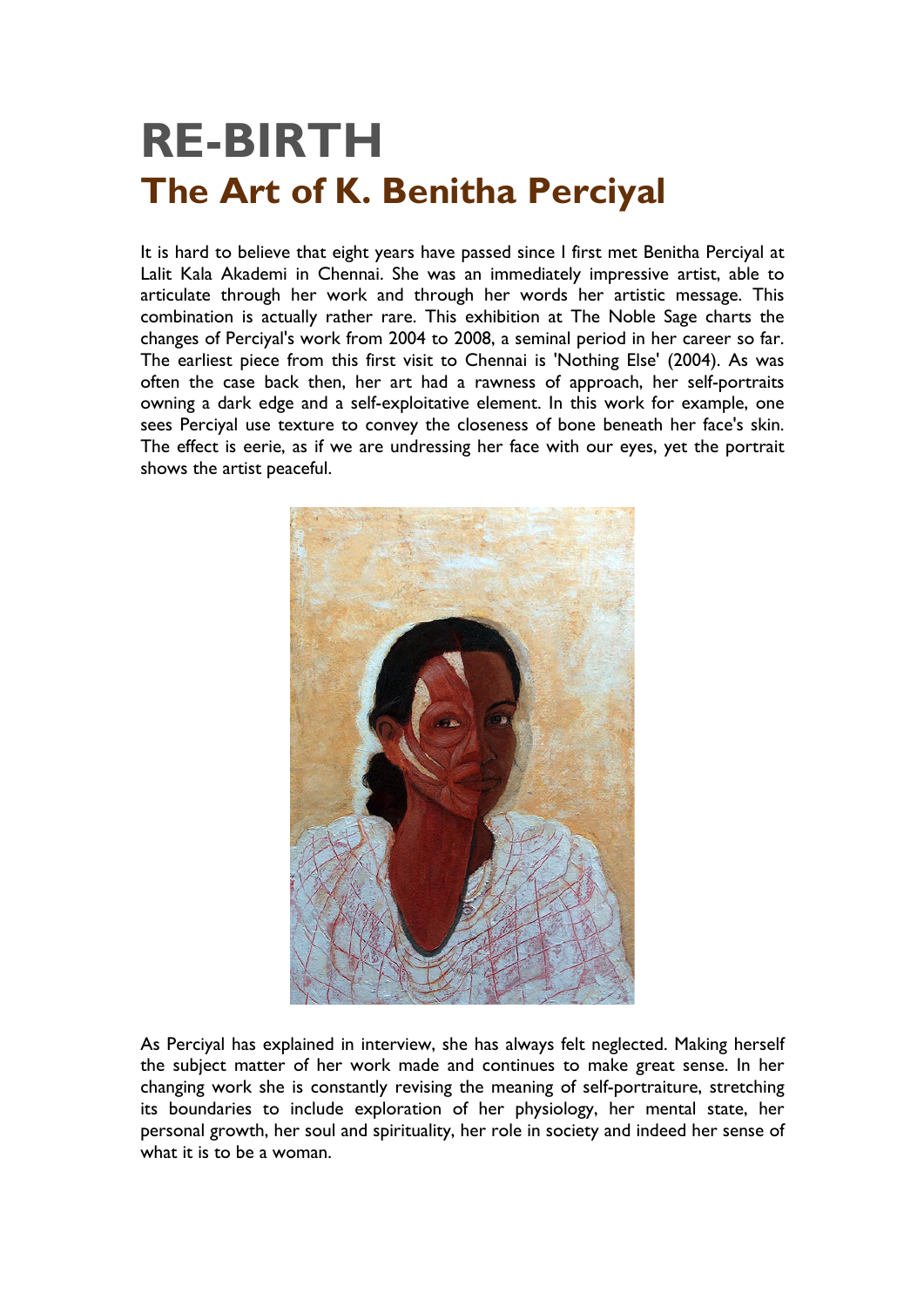# RE-BIRTH
## The Art of K. Benitha Perciyal

It is hard to believe that eight years have passed since I first met Benitha Perciyal at Lalit Kala Akademi in Chennai. She was an immediately impressive artist, able to articulate through her work and through her words her artistic message. This combination is actually rather rare. This exhibition at The Noble Sage charts the changes of Perciyal's work from 2004 to 2008, a seminal period in her career so far. The earliest piece from this first visit to Chennai is 'Nothing Else' (2004). As was often the case back then, her art had a rawness of approach, her self-portraits owning a dark edge and a self-exploitative element. In this work for example, one sees Perciyal use texture to convey the closeness of bone beneath her face's skin. The effect is eerie, as if we are undressing her face with our eyes, yet the portrait shows the artist peaceful.

As Perciyal has explained in interview, she has always felt neglected. Making herself the subject matter of her work made and continues to make great sense. In her changing work she is constantly revising the meaning of self-portraiture, stretching its boundaries to include exploration of her physiology, her mental state, her personal growth, her soul and spirituality, her role in society and indeed her sense of what it is to be a woman.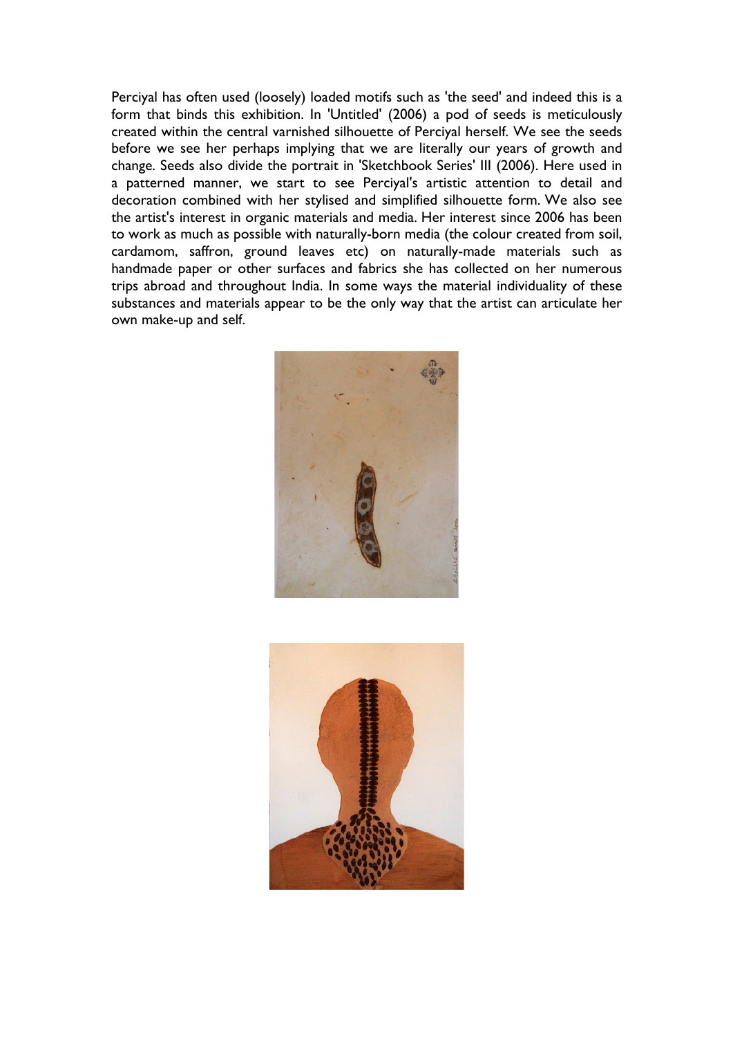Perciyal has often used (loosely) loaded motifs such as 'the seed' and indeed this is a form that binds this exhibition. In 'Untitled' (2006) a pod of seeds is meticulously created within the central varnished silhouette of Perciyal herself. We see the seeds before we see her perhaps implying that we are literally our years of growth and change. Seeds also divide the portrait in 'Sketchbook Series' III (2006). Here used in a patterned manner, we start to see Perciyal's artistic attention to detail and decoration combined with her stylised and simplified silhouette form. We also see the artist's interest in organic materials and media. Her interest since 2006 has been to work as much as possible with naturally-born media (the colour created from soil, cardamom, saffron, ground leaves etc) on naturally-made materials such as handmade paper or other surfaces and fabrics she has collected on her numerous trips abroad and throughout India. In some ways the material individuality of these substances and materials appear to be the only way that the artist can articulate her own make-up and self.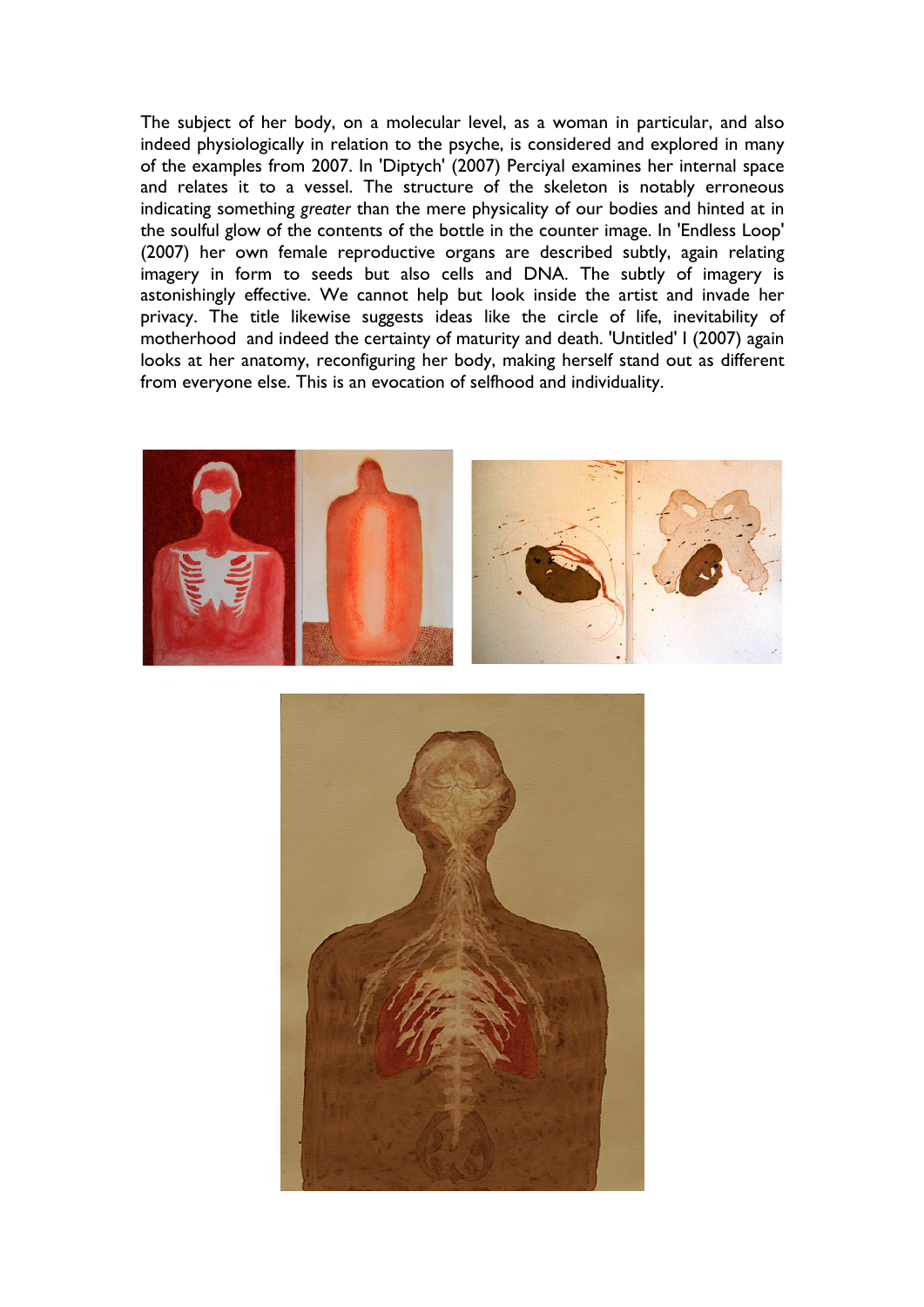The subject of her body, on a molecular level, as a woman in particular, and also indeed physiologically in relation to the psyche, is considered and explored in many of the examples from 2007. In 'Diptych' (2007) Perciyal examines her internal space and relates it to a vessel. The structure of the skeleton is notably erroneous indicating something *greater* than the mere physicality of our bodies and hinted at in the soulful glow of the contents of the bottle in the counter image. In 'Endless Loop' (2007) her own female reproductive organs are described subtly, again relating imagery in form to seeds but also cells and DNA. The subtly of imagery is astonishingly effective. We cannot help but look inside the artist and invade her privacy. The title likewise suggests ideas like the circle of life, inevitability of motherhood and indeed the certainty of maturity and death. 'Untitled' I (2007) again looks at her anatomy, reconfiguring her body, making herself stand out as different from everyone else. This is an evocation of selfhood and individuality.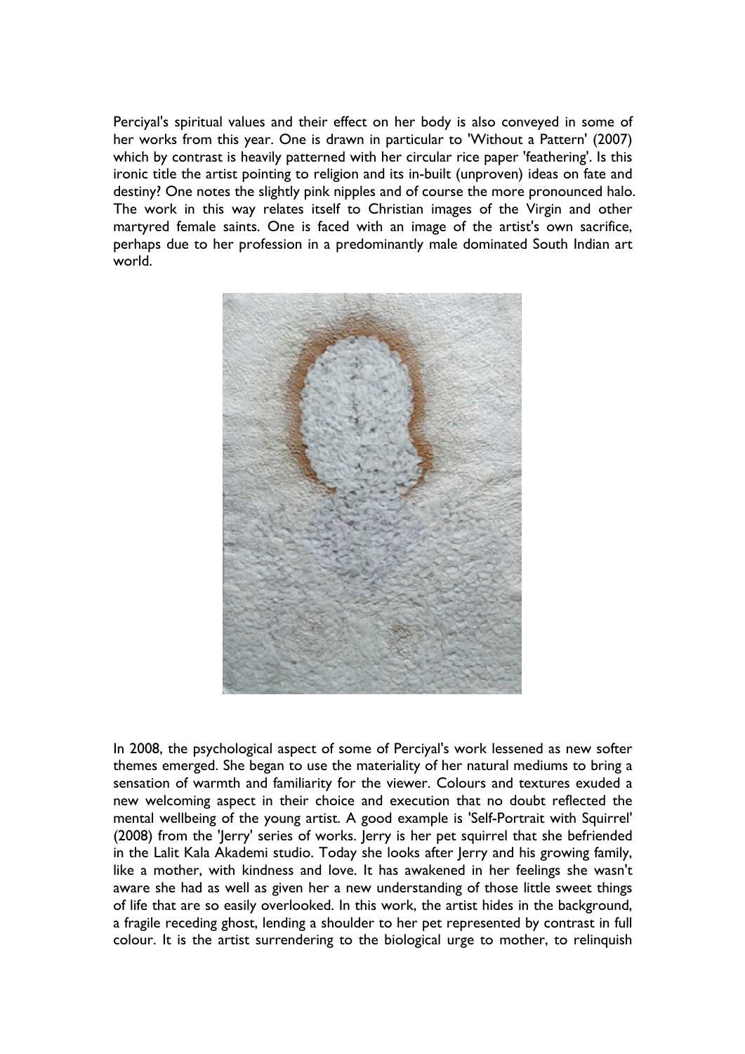Perciyal's spiritual values and their effect on her body is also conveyed in some of her works from this year. One is drawn in particular to 'Without a Pattern' (2007) which by contrast is heavily patterned with her circular rice paper 'feathering'. Is this ironic title the artist pointing to religion and its in-built (unproven) ideas on fate and destiny? One notes the slightly pink nipples and of course the more pronounced halo. The work in this way relates itself to Christian images of the Virgin and other martyred female saints. One is faced with an image of the artist's own sacrifice, perhaps due to her profession in a predominantly male dominated South Indian art world.

In 2008, the psychological aspect of some of Perciyal's work lessened as new softer themes emerged. She began to use the materiality of her natural mediums to bring a sensation of warmth and familiarity for the viewer. Colours and textures exuded a new welcoming aspect in their choice and execution that no doubt reflected the mental wellbeing of the young artist. A good example is 'Self-Portrait with Squirrel' (2008) from the 'Jerry' series of works. Jerry is her pet squirrel that she befriended in the Lalit Kala Akademi studio. Today she looks after Jerry and his growing family, like a mother, with kindness and love. It has awakened in her feelings she wasn't aware she had as well as given her a new understanding of those little sweet things of life that are so easily overlooked. In this work, the artist hides in the background, a fragile receding ghost, lending a shoulder to her pet represented by contrast in full colour. It is the artist surrendering to the biological urge to mother, to relinquish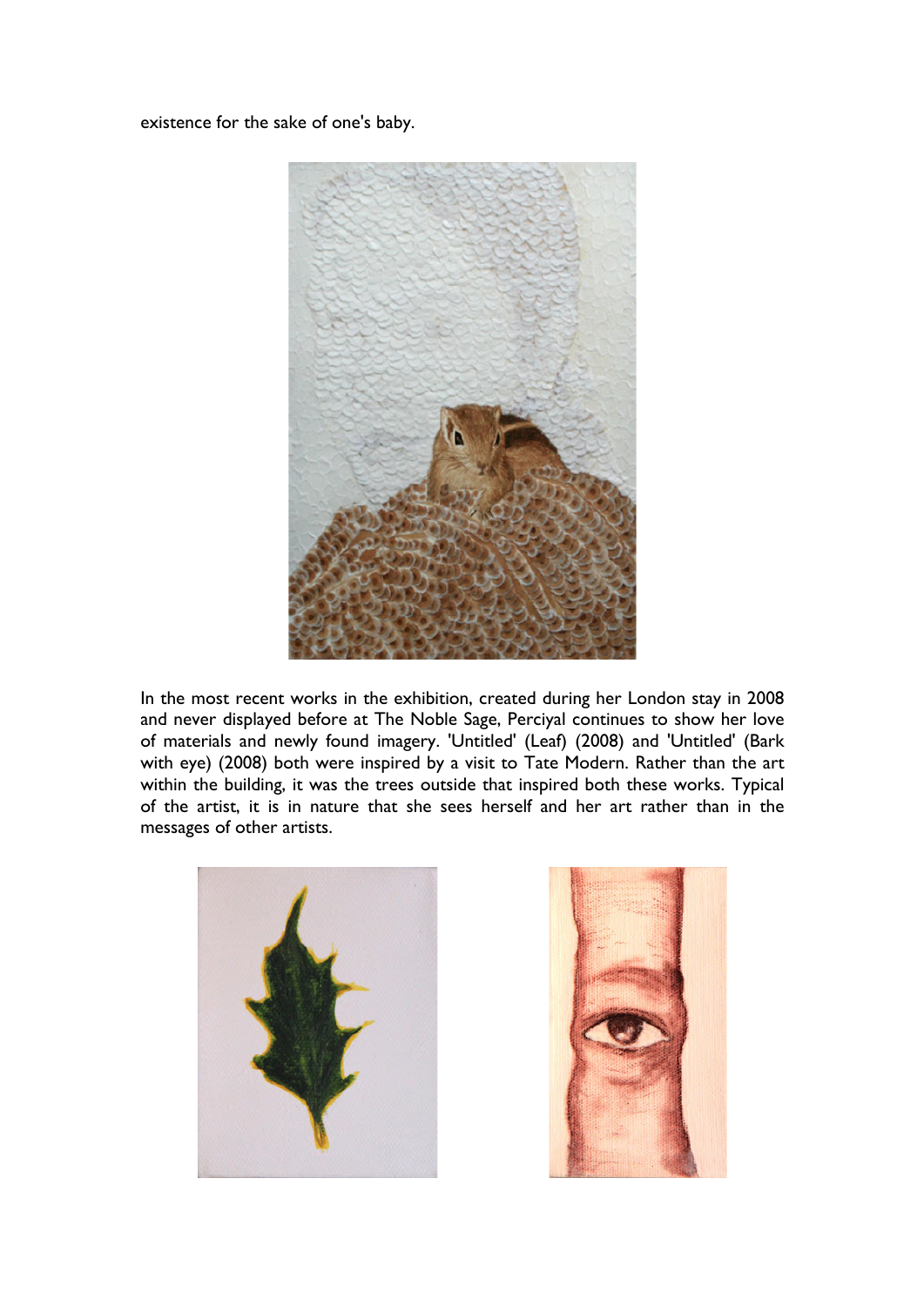existence for the sake of one's baby.

In the most recent works in the exhibition, created during her London stay in 2008 and never displayed before at The Noble Sage, Perciyal continues to show her love of materials and newly found imagery. 'Untitled' (Leaf) (2008) and 'Untitled' (Bark with eye) (2008) both were inspired by a visit to Tate Modern. Rather than the art within the building, it was the trees outside that inspired both these works. Typical of the artist, it is in nature that she sees herself and her art rather than in the messages of other artists.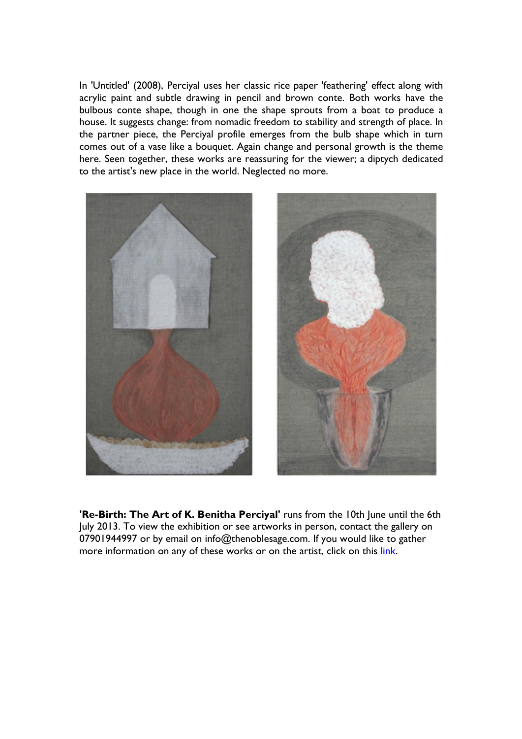In 'Untitled' (2008), Perciyal uses her classic rice paper 'feathering' effect along with acrylic paint and subtle drawing in pencil and brown conte. Both works have the bulbous conte shape, though in one the shape sprouts from a boat to produce a house. It suggests change: from nomadic freedom to stability and strength of place. In the partner piece, the Perciyal profile emerges from the bulb shape which in turn comes out of a vase like a bouquet. Again change and personal growth is the theme here. Seen together, these works are reassuring for the viewer; a diptych dedicated to the artist's new place in the world. Neglected no more.

**'Re-Birth: The Art of K. Benitha Perciyal'** runs from the 10th June until the 6th July 2013. To view the exhibition or see artworks in person, contact the gallery on 07901944997 or by email on info@thenoblesage.com. If you would like to gather more information on any of these works or on the artist, click on this link.